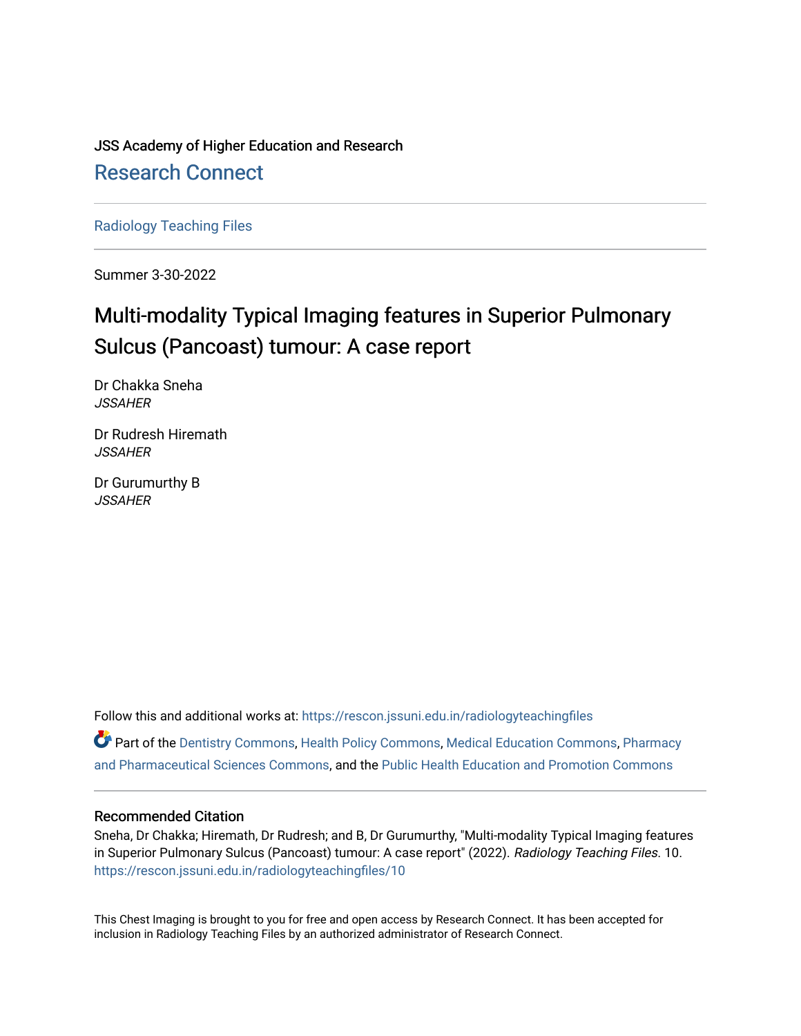JSS Academy of Higher Education and Research

Research Connect

Radiology Teaching Files

Summer 3-30-2022

# Multi-modality Typical Imaging features in Superior Pulmonary Sulcus (Pancoast) tumour: A case report

Dr Chakka Sneha
*JSSAHER*

Dr Rudresh Hiremath
*JSSAHER*

Dr Gurumurthy B
*JSSAHER*

Follow this and additional works at: https://rescon.jssuni.edu.in/radiologyteachingfiles

Part of the Dentistry Commons, Health Policy Commons, Medical Education Commons, Pharmacy and Pharmaceutical Sciences Commons, and the Public Health Education and Promotion Commons

### Recommended Citation

Sneha, Dr Chakka; Hiremath, Dr Rudresh; and B, Dr Gurumurthy, "Multi-modality Typical Imaging features in Superior Pulmonary Sulcus (Pancoast) tumour: A case report" (2022). *Radiology Teaching Files*. 10. https://rescon.jssuni.edu.in/radiologyteachingfiles/10

This Chest Imaging is brought to you for free and open access by Research Connect. It has been accepted for inclusion in Radiology Teaching Files by an authorized administrator of Research Connect.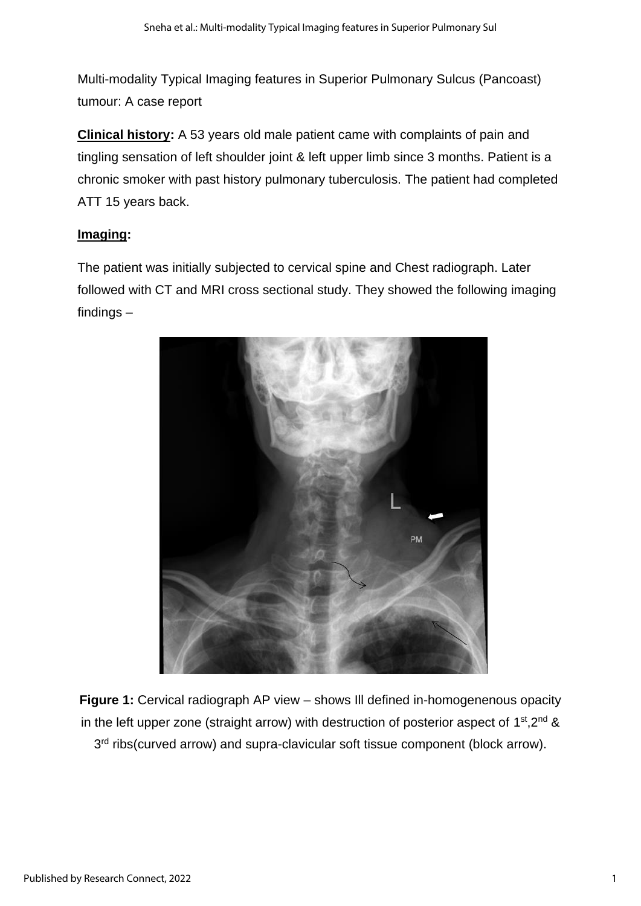Multi-modality Typical Imaging features in Superior Pulmonary Sulcus (Pancoast) tumour: A case report

**Clinical history:** A 53 years old male patient came with complaints of pain and tingling sensation of left shoulder joint & left upper limb since 3 months. Patient is a chronic smoker with past history pulmonary tuberculosis. The patient had completed ATT 15 years back.

**Imaging:**

The patient was initially subjected to cervical spine and Chest radiograph. Later followed with CT and MRI cross sectional study. They showed the following imaging findings –

**Figure 1:** Cervical radiograph AP view – shows Ill defined in-homogenenous opacity in the left upper zone (straight arrow) with destruction of posterior aspect of 1st,2nd & 3rd ribs(curved arrow) and supra-clavicular soft tissue component (block arrow).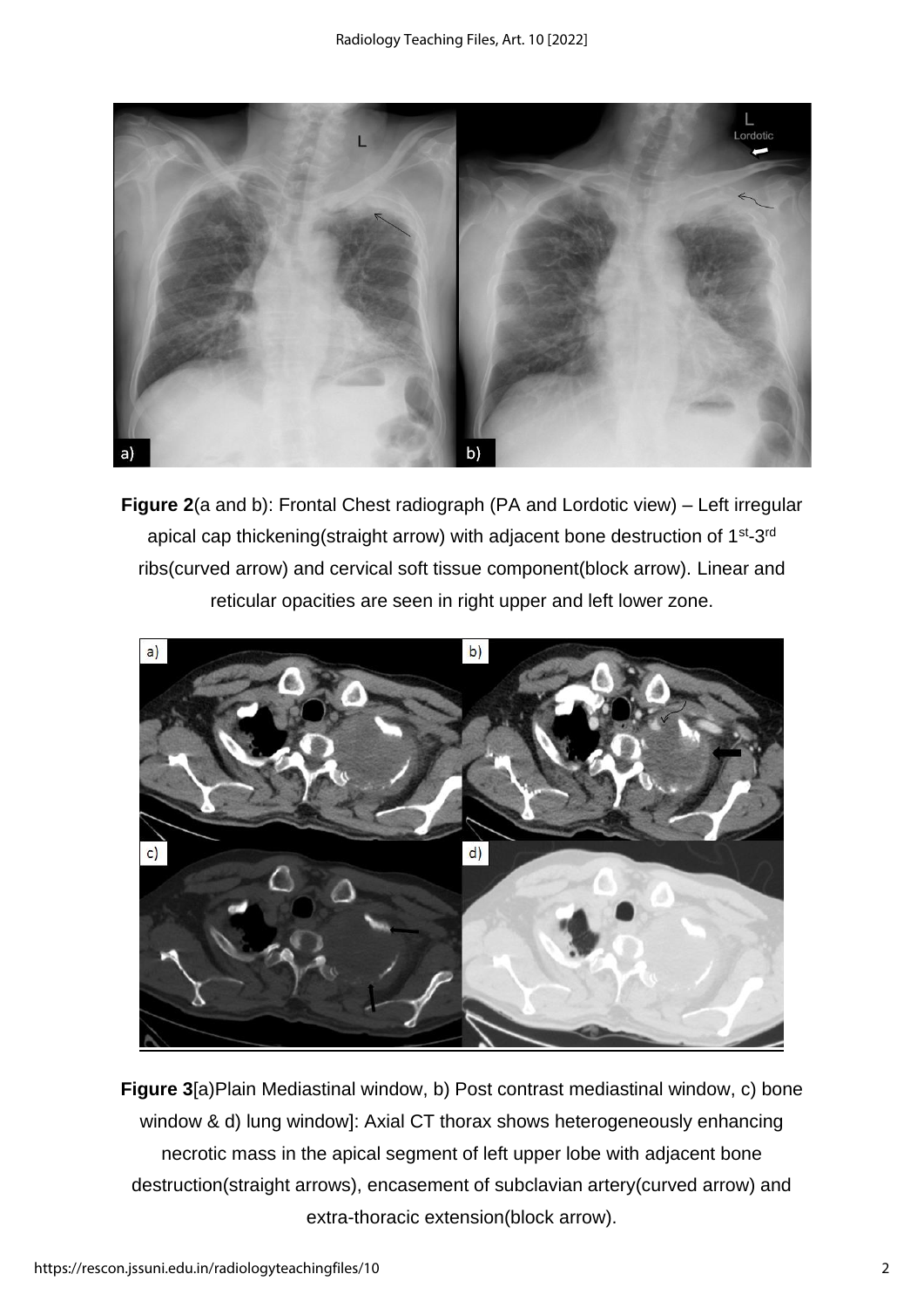**Figure 2**(a and b): Frontal Chest radiograph (PA and Lordotic view) – Left irregular apical cap thickening(straight arrow) with adjacent bone destruction of 1st-3rd ribs(curved arrow) and cervical soft tissue component(block arrow). Linear and reticular opacities are seen in right upper and left lower zone.

**Figure 3**[a)Plain Mediastinal window, b) Post contrast mediastinal window, c) bone window & d) lung window]: Axial CT thorax shows heterogeneously enhancing necrotic mass in the apical segment of left upper lobe with adjacent bone destruction(straight arrows), encasement of subclavian artery(curved arrow) and extra-thoracic extension(block arrow).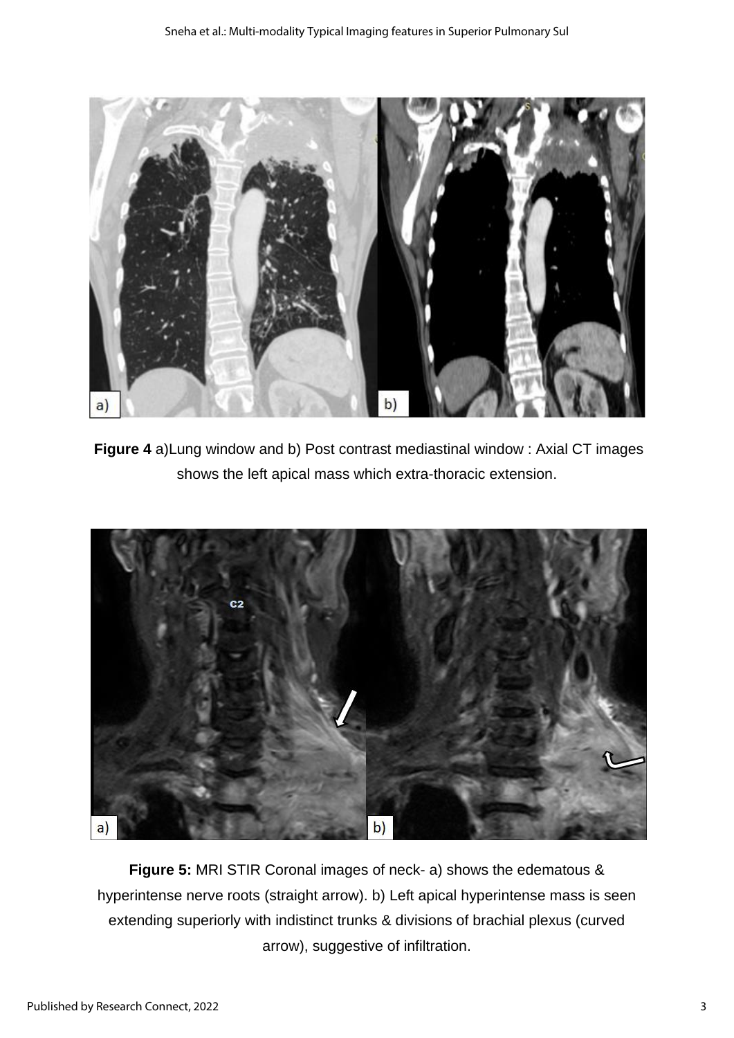**Figure 4** a)Lung window and b) Post contrast mediastinal window : Axial CT images shows the left apical mass which extra-thoracic extension.

**Figure 5:** MRI STIR Coronal images of neck- a) shows the edematous & hyperintense nerve roots (straight arrow). b) Left apical hyperintense mass is seen extending superiorly with indistinct trunks & divisions of brachial plexus (curved arrow), suggestive of infiltration.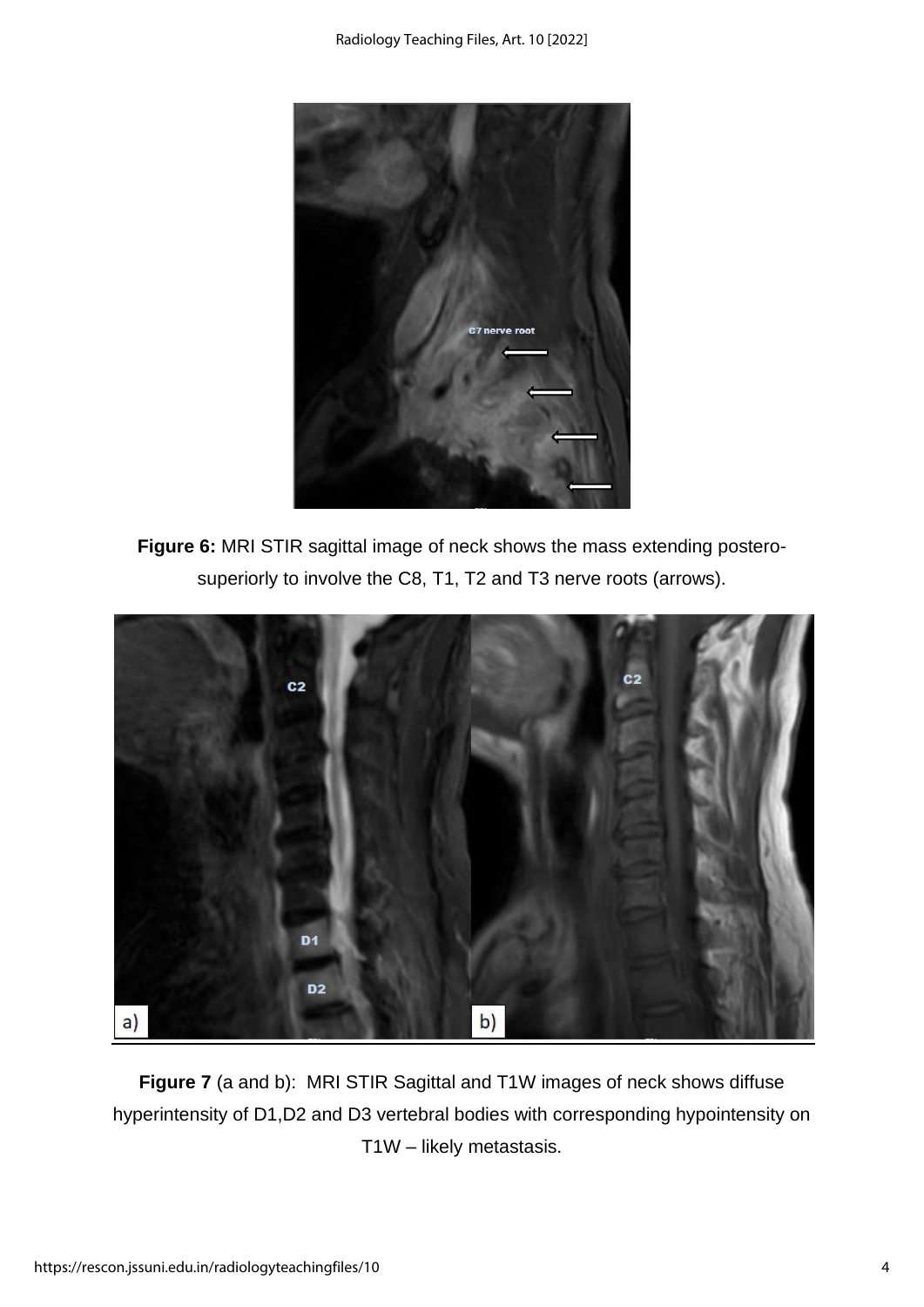**Figure 6:** MRI STIR sagittal image of neck shows the mass extending postero-superiorly to involve the C8, T1, T2 and T3 nerve roots (arrows).

**Figure 7** (a and b): MRI STIR Sagittal and T1W images of neck shows diffuse hyperintensity of D1,D2 and D3 vertebral bodies with corresponding hypointensity on T1W – likely metastasis.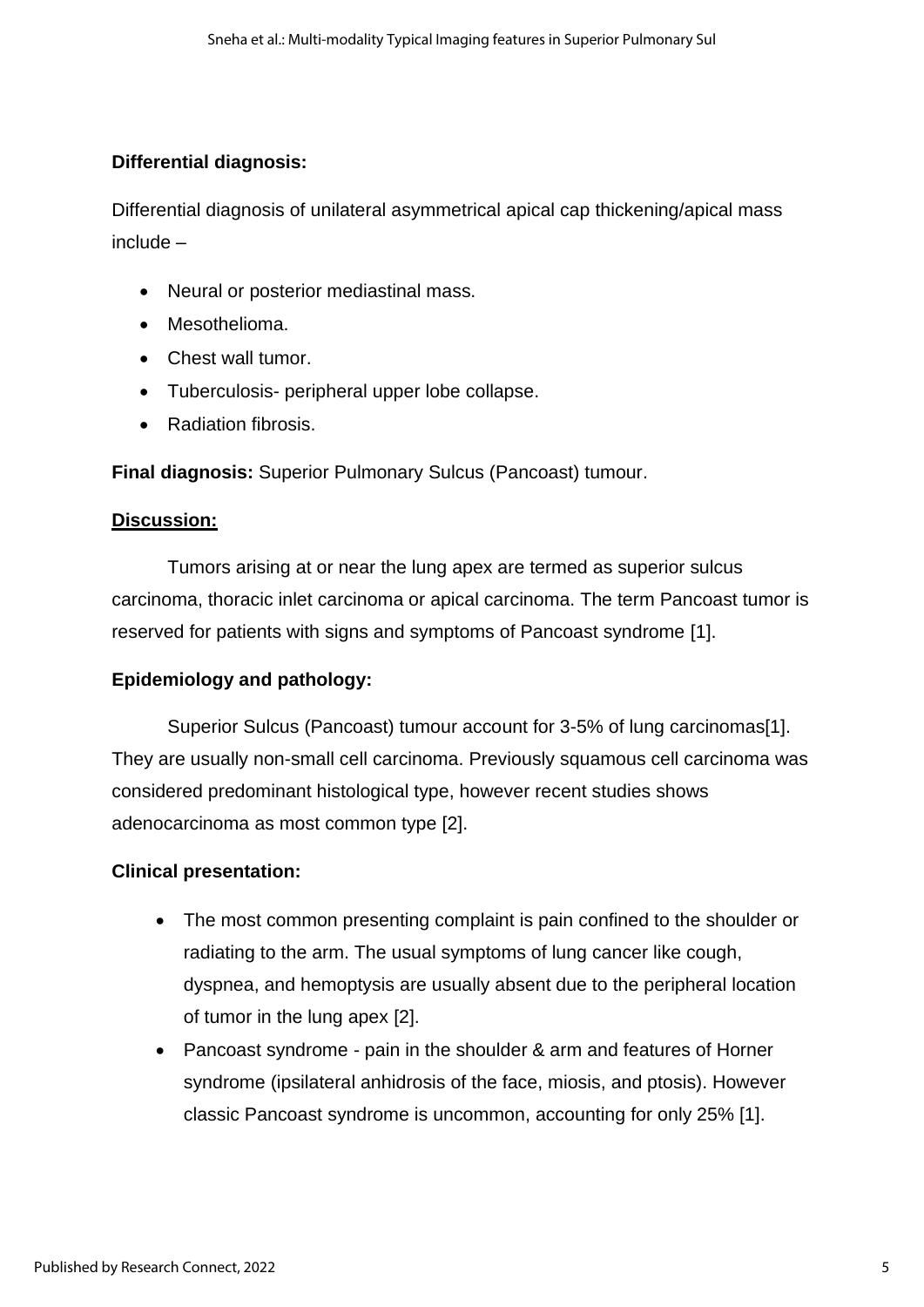**Differential diagnosis:**

Differential diagnosis of unilateral asymmetrical apical cap thickening/apical mass include –

- Neural or posterior mediastinal mass.
- Mesothelioma.
- Chest wall tumor.
- Tuberculosis- peripheral upper lobe collapse.
- Radiation fibrosis.

**Final diagnosis:** Superior Pulmonary Sulcus (Pancoast) tumour.

## Discussion:

Tumors arising at or near the lung apex are termed as superior sulcus carcinoma, thoracic inlet carcinoma or apical carcinoma. The term Pancoast tumor is reserved for patients with signs and symptoms of Pancoast syndrome [1].

**Epidemiology and pathology:**

Superior Sulcus (Pancoast) tumour account for 3-5% of lung carcinomas[1]. They are usually non-small cell carcinoma. Previously squamous cell carcinoma was considered predominant histological type, however recent studies shows adenocarcinoma as most common type [2].

**Clinical presentation:**

- The most common presenting complaint is pain confined to the shoulder or radiating to the arm. The usual symptoms of lung cancer like cough, dyspnea, and hemoptysis are usually absent due to the peripheral location of tumor in the lung apex [2].
- Pancoast syndrome - pain in the shoulder & arm and features of Horner syndrome (ipsilateral anhidrosis of the face, miosis, and ptosis). However classic Pancoast syndrome is uncommon, accounting for only 25% [1].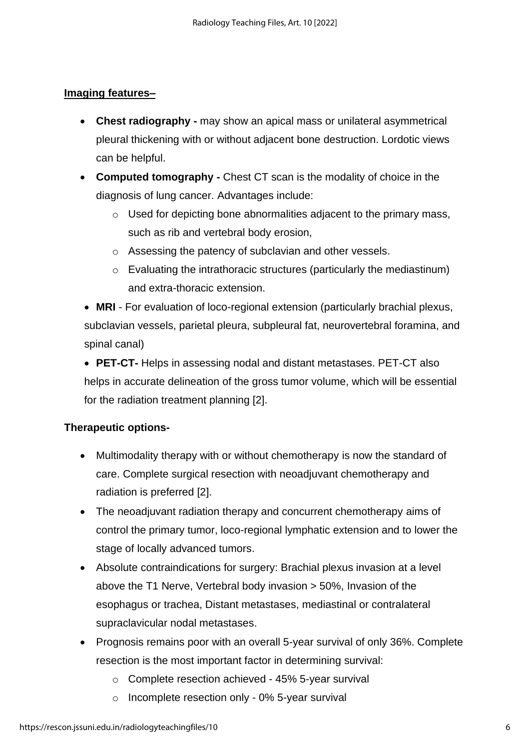**Imaging features–**

- **Chest radiography -** may show an apical mass or unilateral asymmetrical pleural thickening with or without adjacent bone destruction. Lordotic views can be helpful.
- **Computed tomography -** Chest CT scan is the modality of choice in the diagnosis of lung cancer. Advantages include:
    - Used for depicting bone abnormalities adjacent to the primary mass, such as rib and vertebral body erosion,
    - Assessing the patency of subclavian and other vessels.
    - Evaluating the intrathoracic structures (particularly the mediastinum) and extra-thoracic extension.
- **MRI** - For evaluation of loco-regional extension (particularly brachial plexus, subclavian vessels, parietal pleura, subpleural fat, neurovertebral foramina, and spinal canal)
- **PET-CT-** Helps in assessing nodal and distant metastases. PET-CT also helps in accurate delineation of the gross tumor volume, which will be essential for the radiation treatment planning [2].

**Therapeutic options-**

- Multimodality therapy with or without chemotherapy is now the standard of care. Complete surgical resection with neoadjuvant chemotherapy and radiation is preferred [2].
- The neoadjuvant radiation therapy and concurrent chemotherapy aims of control the primary tumor, loco-regional lymphatic extension and to lower the stage of locally advanced tumors.
- Absolute contraindications for surgery: Brachial plexus invasion at a level above the T1 Nerve, Vertebral body invasion > 50%, Invasion of the esophagus or trachea, Distant metastases, mediastinal or contralateral supraclavicular nodal metastases.
- Prognosis remains poor with an overall 5-year survival of only 36%. Complete resection is the most important factor in determining survival:
    - Complete resection achieved - 45% 5-year survival
    - Incomplete resection only - 0% 5-year survival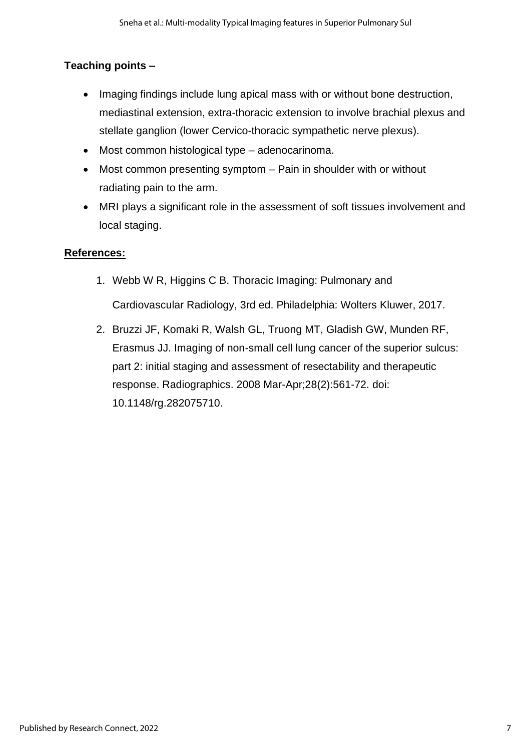**Teaching points –**

- Imaging findings include lung apical mass with or without bone destruction, mediastinal extension, extra-thoracic extension to involve brachial plexus and stellate ganglion (lower Cervico-thoracic sympathetic nerve plexus).
- Most common histological type – adenocarinoma.
- Most common presenting symptom – Pain in shoulder with or without radiating pain to the arm.
- MRI plays a significant role in the assessment of soft tissues involvement and local staging.

**References:**

1. Webb W R, Higgins C B. Thoracic Imaging: Pulmonary and Cardiovascular Radiology, 3rd ed. Philadelphia: Wolters Kluwer, 2017.
2. Bruzzi JF, Komaki R, Walsh GL, Truong MT, Gladish GW, Munden RF, Erasmus JJ. Imaging of non-small cell lung cancer of the superior sulcus: part 2: initial staging and assessment of resectability and therapeutic response. Radiographics. 2008 Mar-Apr;28(2):561-72. doi: 10.1148/rg.282075710.